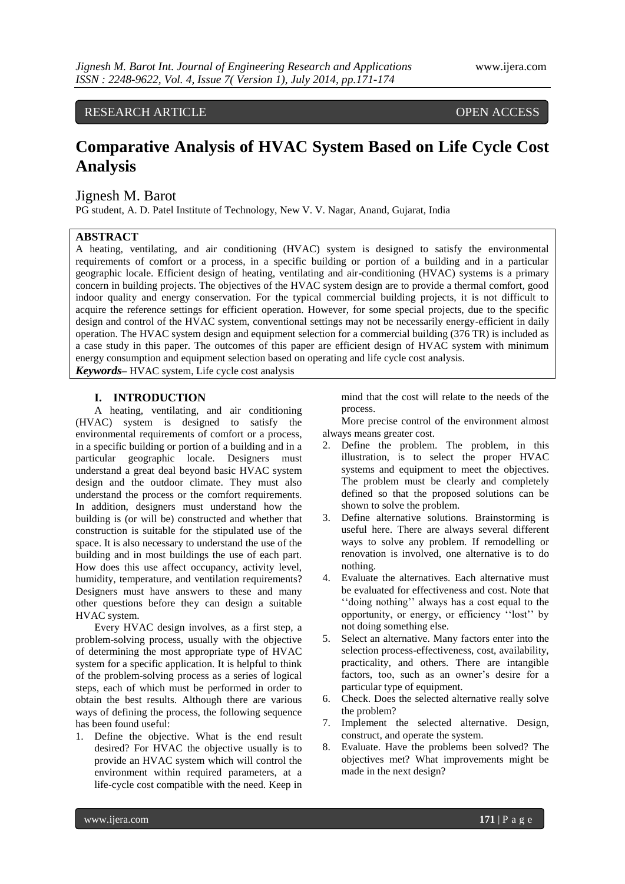RESEARCH ARTICLE OPEN ACCESS

# Comparative Analysis of HVAC System Based on Life Cycle Cost Analysis

Jignesh M. Barot

PG student, A. D. Patel Institute of Technology, New V. V. Nagar, Anand, Gujarat, India

## ABSTRACT

A heating, ventilating, and air conditioning (HVAC) system is designed to satisfy the environmental requirements of comfort or a process, in a specific building or portion of a building and in a particular geographic locale. Efficient design of heating, ventilating and air-conditioning (HVAC) systems is a primary concern in building projects. The objectives of the HVAC system design are to provide a thermal comfort, good indoor quality and energy conservation. For the typical commercial building projects, it is not difficult to acquire the reference settings for efficient operation. However, for some special projects, due to the specific design and control of the HVAC system, conventional settings may not be necessarily energy-efficient in daily operation. The HVAC system design and equipment selection for a commercial building (376 TR) is included as a case study in this paper. The outcomes of this paper are efficient design of HVAC system with minimum energy consumption and equipment selection based on operating and life cycle cost analysis.

***Keywords*–** HVAC system, Life cycle cost analysis

## I. INTRODUCTION

A heating, ventilating, and air conditioning (HVAC) system is designed to satisfy the environmental requirements of comfort or a process, in a specific building or portion of a building and in a particular geographic locale. Designers must understand a great deal beyond basic HVAC system design and the outdoor climate. They must also understand the process or the comfort requirements. In addition, designers must understand how the building is (or will be) constructed and whether that construction is suitable for the stipulated use of the space. It is also necessary to understand the use of the building and in most buildings the use of each part. How does this use affect occupancy, activity level, humidity, temperature, and ventilation requirements? Designers must have answers to these and many other questions before they can design a suitable HVAC system.

Every HVAC design involves, as a first step, a problem-solving process, usually with the objective of determining the most appropriate type of HVAC system for a specific application. It is helpful to think of the problem-solving process as a series of logical steps, each of which must be performed in order to obtain the best results. Although there are various ways of defining the process, the following sequence has been found useful:

1. Define the objective. What is the end result desired? For HVAC the objective usually is to provide an HVAC system which will control the environment within required parameters, at a life-cycle cost compatible with the need. Keep in mind that the cost will relate to the needs of the process.

   More precise control of the environment almost always means greater cost.
2. Define the problem. The problem, in this illustration, is to select the proper HVAC systems and equipment to meet the objectives. The problem must be clearly and completely defined so that the proposed solutions can be shown to solve the problem.
3. Define alternative solutions. Brainstorming is useful here. There are always several different ways to solve any problem. If remodelling or renovation is involved, one alternative is to do nothing.
4. Evaluate the alternatives. Each alternative must be evaluated for effectiveness and cost. Note that ''doing nothing'' always has a cost equal to the opportunity, or energy, or efficiency ''lost'' by not doing something else.
5. Select an alternative. Many factors enter into the selection process-effectiveness, cost, availability, practicality, and others. There are intangible factors, too, such as an owner's desire for a particular type of equipment.
6. Check. Does the selected alternative really solve the problem?
7. Implement the selected alternative. Design, construct, and operate the system.
8. Evaluate. Have the problems been solved? The objectives met? What improvements might be made in the next design?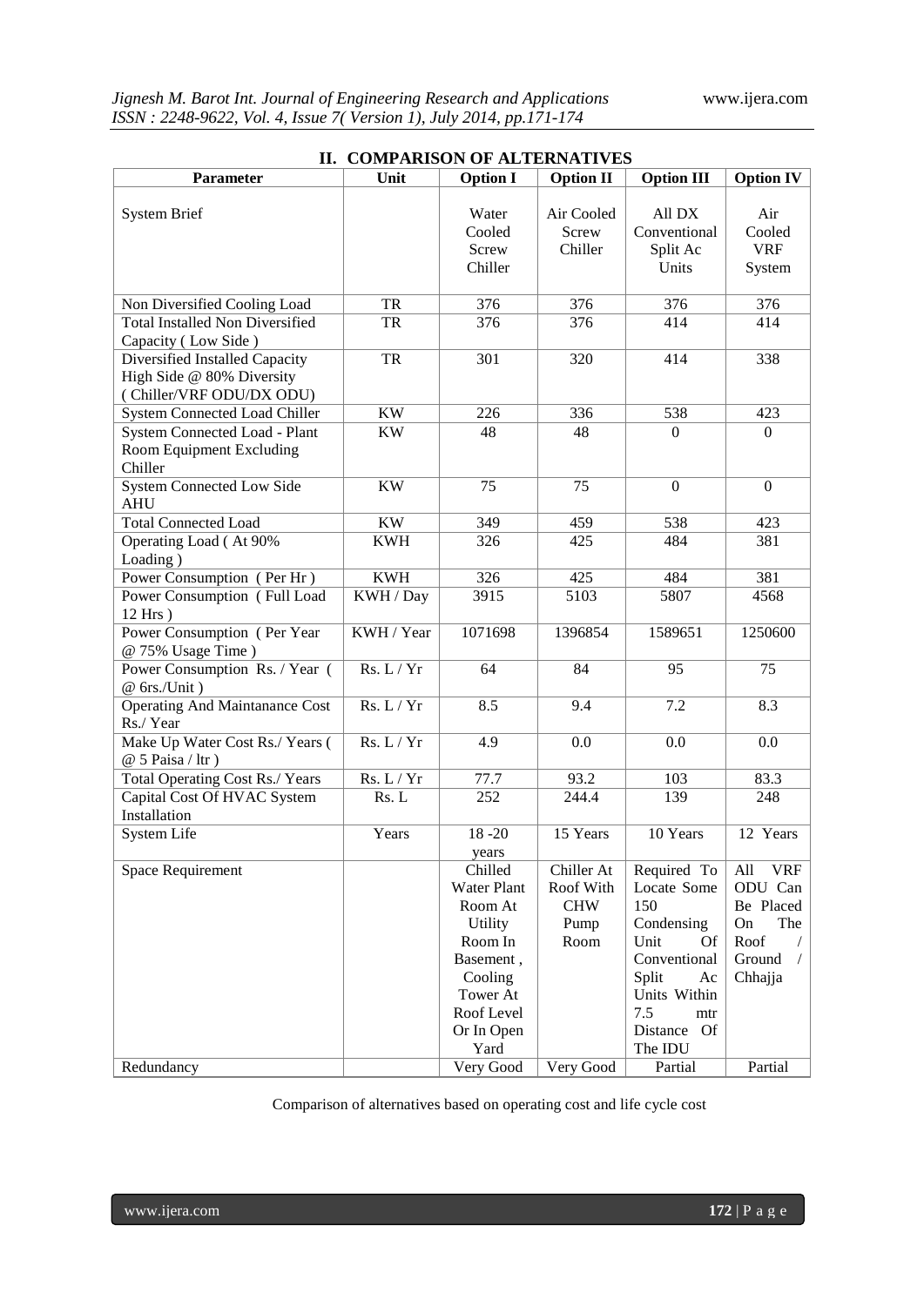## II. COMPARISON OF ALTERNATIVES

| Parameter | Unit | Option I | Option II | Option III | Option IV |
|---|---|---|---|---|---|
| System Brief | | Water Cooled Screw Chiller | Air Cooled Screw Chiller | All DX Conventional Split Ac Units | Air Cooled VRF System |
| Non Diversified Cooling Load | TR | 376 | 376 | 376 | 376 |
| Total Installed Non Diversified Capacity ( Low Side ) | TR | 376 | 376 | 414 | 414 |
| Diversified Installed Capacity High Side @ 80% Diversity ( Chiller/VRF ODU/DX ODU) | TR | 301 | 320 | 414 | 338 |
| System Connected Load Chiller | KW | 226 | 336 | 538 | 423 |
| System Connected Load - Plant Room Equipment Excluding Chiller | KW | 48 | 48 | 0 | 0 |
| System Connected Low Side AHU | KW | 75 | 75 | 0 | 0 |
| Total Connected Load | KW | 349 | 459 | 538 | 423 |
| Operating Load ( At 90% Loading ) | KWH | 326 | 425 | 484 | 381 |
| Power Consumption ( Per Hr ) | KWH | 326 | 425 | 484 | 381 |
| Power Consumption ( Full Load 12 Hrs ) | KWH / Day | 3915 | 5103 | 5807 | 4568 |
| Power Consumption ( Per Year @ 75% Usage Time ) | KWH / Year | 1071698 | 1396854 | 1589651 | 1250600 |
| Power Consumption Rs. / Year ( @ 6rs./Unit ) | Rs. L / Yr | 64 | 84 | 95 | 75 |
| Operating And Maintanance Cost Rs./ Year | Rs. L / Yr | 8.5 | 9.4 | 7.2 | 8.3 |
| Make Up Water Cost Rs./ Years ( @ 5 Paisa / ltr ) | Rs. L / Yr | 4.9 | 0.0 | 0.0 | 0.0 |
| Total Operating Cost Rs./ Years | Rs. L / Yr | 77.7 | 93.2 | 103 | 83.3 |
| Capital Cost Of HVAC System Installation | Rs. L | 252 | 244.4 | 139 | 248 |
| System Life | Years | 18 -20 years | 15 Years | 10 Years | 12 Years |
| Space Requirement | | Chilled Water Plant Room At Utility Room In Basement , Cooling Tower At Roof Level Or In Open Yard | Chiller At Roof With CHW Pump Room | Required To Locate Some 150 Condensing Unit Of Conventional Split Ac Units Within 7.5 mtr Distance Of The IDU | All VRF ODU Can Be Placed On The Roof / Ground / Chhajja |
| Redundancy | | Very Good | Very Good | Partial | Partial |

Comparison of alternatives based on operating cost and life cycle cost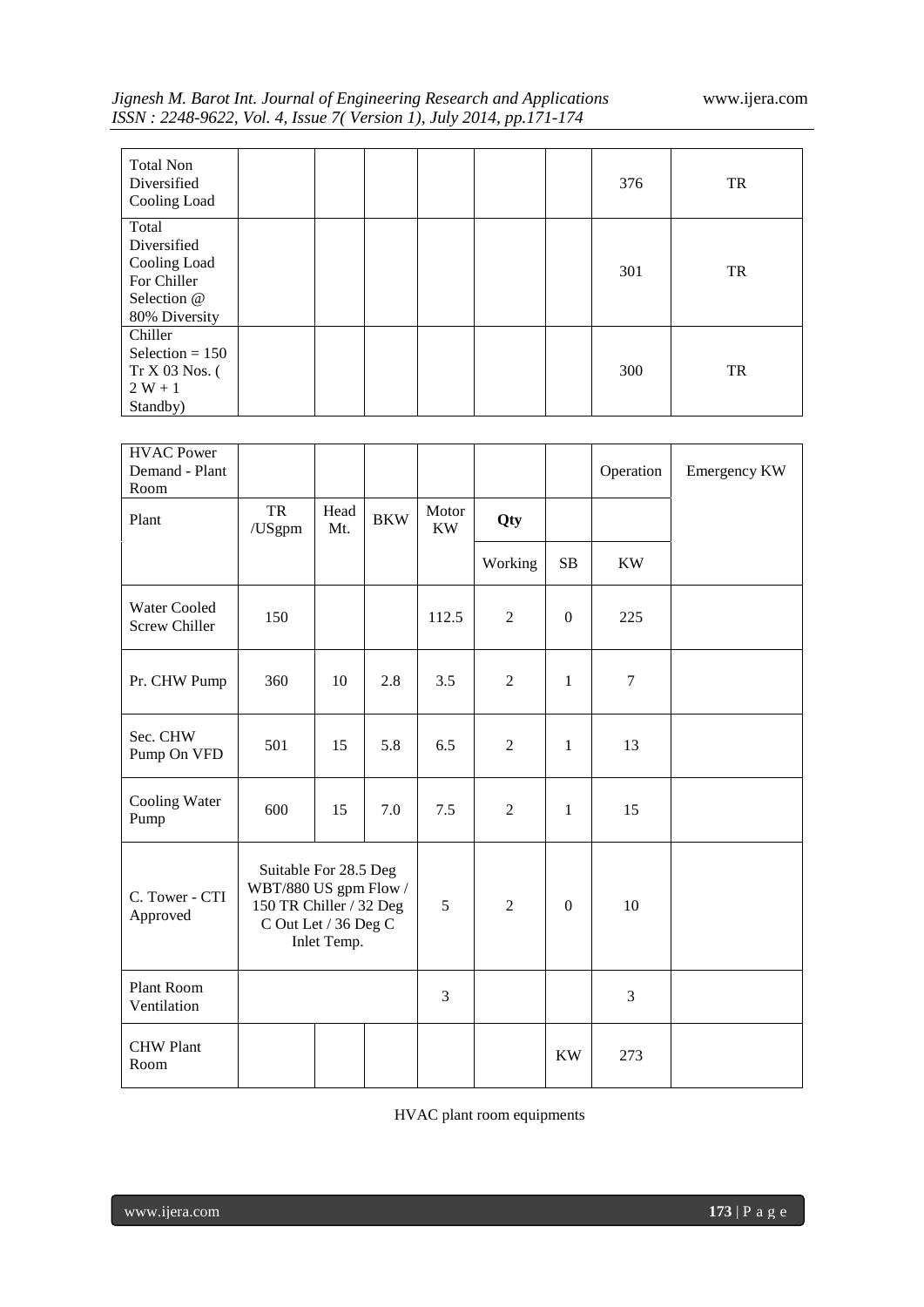| Total Non Diversified Cooling Load | | | | | | | 376 | TR |
|---|---|---|---|---|---|---|---|---|
| Total Diversified Cooling Load For Chiller Selection @ 80% Diversity | | | | | | | 301 | TR |
| Chiller Selection = 150 Tr X 03 Nos. ( 2 W + 1 Standby) | | | | | | | 300 | TR |

| HVAC Power Demand - Plant Room | | | | | | | Operation | Emergency KW |
|---|---|---|---|---|---|---|---|---|
| Plant | TR /USgpm | Head Mt. | BKW | Motor KW | **Qty** | | | |
| | | | | | Working | SB | KW | |
| Water Cooled Screw Chiller | 150 | | | 112.5 | 2 | 0 | 225 | |
| Pr. CHW Pump | 360 | 10 | 2.8 | 3.5 | 2 | 1 | 7 | |
| Sec. CHW Pump On VFD | 501 | 15 | 5.8 | 6.5 | 2 | 1 | 13 | |
| Cooling Water Pump | 600 | 15 | 7.0 | 7.5 | 2 | 1 | 15 | |
| C. Tower - CTI Approved | Suitable For 28.5 Deg WBT/880 US gpm Flow / 150 TR Chiller / 32 Deg C Out Let / 36 Deg C Inlet Temp. | | | 5 | 2 | 0 | 10 | |
| Plant Room Ventilation | | | | 3 | | | 3 | |
| CHW Plant Room | | | | | | KW | 273 | |

HVAC plant room equipments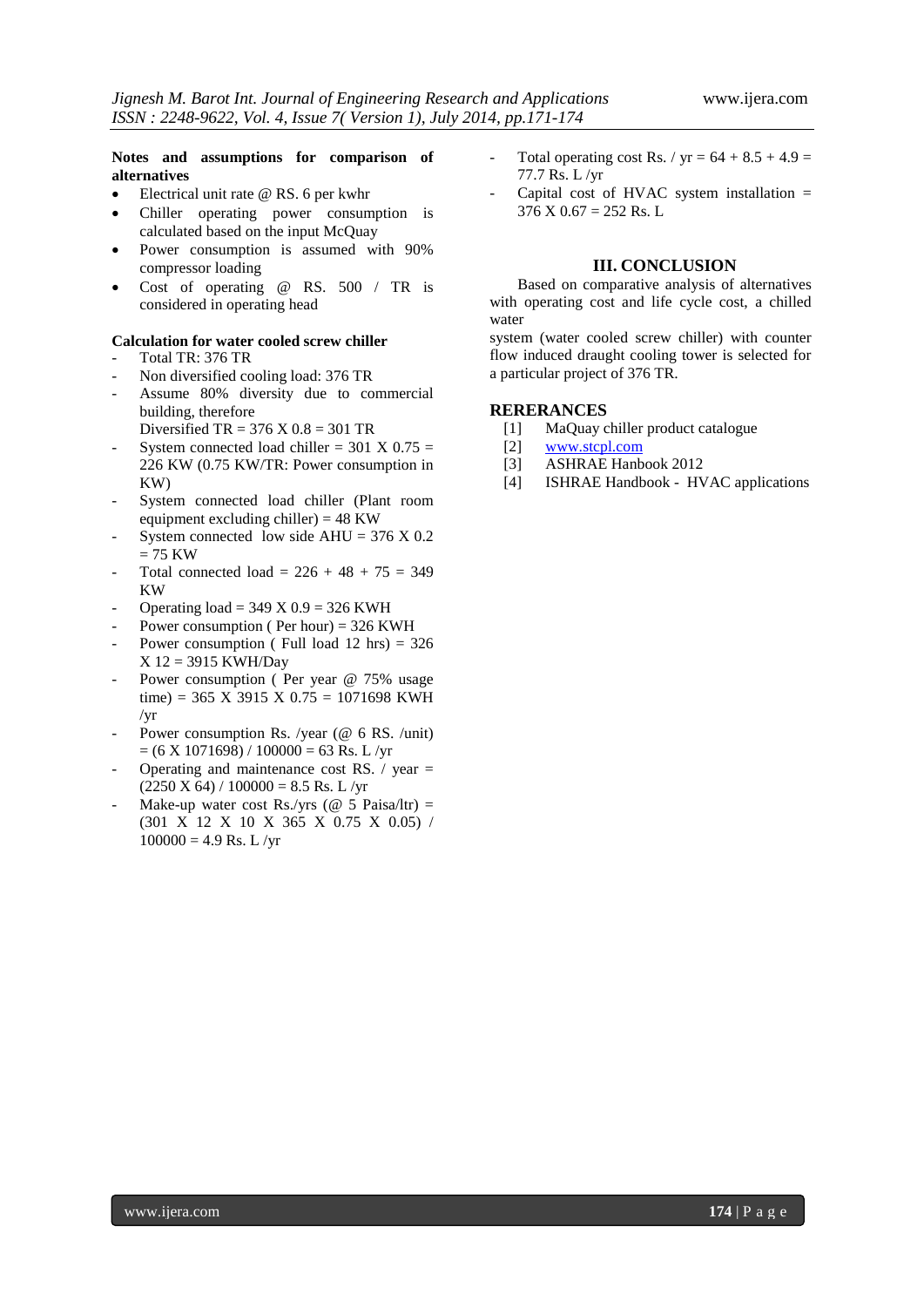**Notes and assumptions for comparison of alternatives**

- Electrical unit rate @ RS. 6 per kwhr
- Chiller operating power consumption is calculated based on the input McQuay
- Power consumption is assumed with 90% compressor loading
- Cost of operating @ RS. 500 / TR is considered in operating head

**Calculation for water cooled screw chiller**

- Total TR: 376 TR
- Non diversified cooling load: 376 TR
- Assume 80% diversity due to commercial building, therefore
  Diversified TR = 376 X 0.8 = 301 TR
- System connected load chiller = 301 X 0.75 = 226 KW (0.75 KW/TR: Power consumption in KW)
- System connected load chiller (Plant room equipment excluding chiller) = 48 KW
- System connected low side AHU = 376 X 0.2 = 75 KW
- Total connected load = 226 + 48 + 75 = 349 KW
- Operating load = 349 X 0.9 = 326 KWH
- Power consumption ( Per hour) = 326 KWH
- Power consumption ( Full load 12 hrs) = 326 X 12 = 3915 KWH/Day
- Power consumption ( Per year @ 75% usage time) = 365 X 3915 X 0.75 = 1071698 KWH /yr
- Power consumption Rs. /year (@ 6 RS. /unit) = (6 X 1071698) / 100000 = 63 Rs. L /yr
- Operating and maintenance cost RS. / year = (2250 X 64) / 100000 = 8.5 Rs. L /yr
- Make-up water cost Rs./yrs (@ 5 Paisa/ltr) = (301 X 12 X 10 X 365 X 0.75 X 0.05) / 100000 = 4.9 Rs. L /yr
- Total operating cost Rs. / yr = 64 + 8.5 + 4.9 = 77.7 Rs. L /yr
- Capital cost of HVAC system installation = 376 X 0.67 = 252 Rs. L

## III. CONCLUSION

Based on comparative analysis of alternatives with operating cost and life cycle cost, a chilled water
system (water cooled screw chiller) with counter flow induced draught cooling tower is selected for a particular project of 376 TR.

## RERERANCES

[1] MaQuay chiller product catalogue

[2] www.stcpl.com

[3] ASHRAE Hanbook 2012

[4] ISHRAE Handbook - HVAC applications